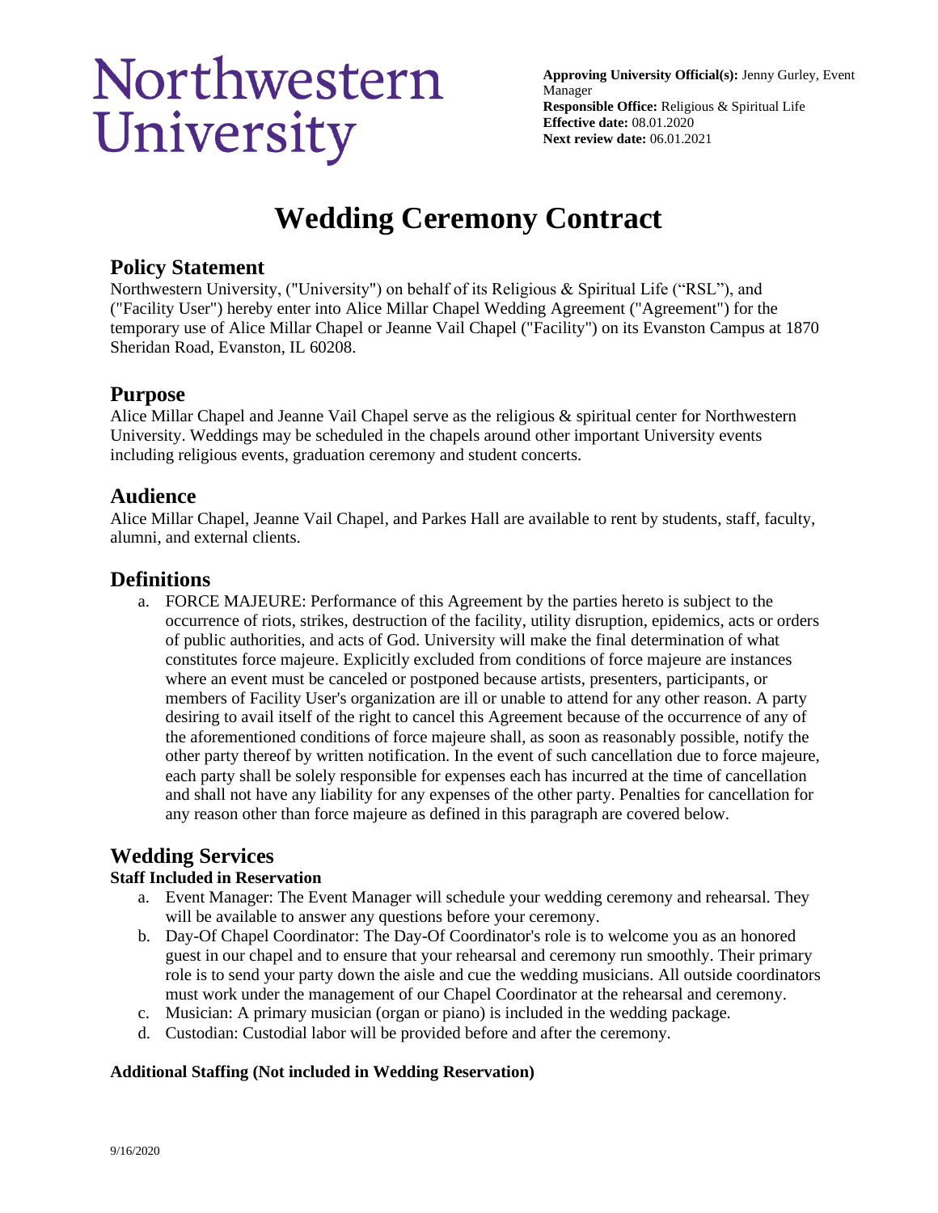# Northwestern University

**Approving University Official(s):** Jenny Gurley, Event Manager
**Responsible Office:** Religious & Spiritual Life
**Effective date:** 08.01.2020
**Next review date:** 06.01.2021

# Wedding Ceremony Contract

## Policy Statement

Northwestern University, ("University") on behalf of its Religious & Spiritual Life ("RSL"), and ("Facility User") hereby enter into Alice Millar Chapel Wedding Agreement ("Agreement") for the temporary use of Alice Millar Chapel or Jeanne Vail Chapel ("Facility") on its Evanston Campus at 1870 Sheridan Road, Evanston, IL 60208.

## Purpose

Alice Millar Chapel and Jeanne Vail Chapel serve as the religious & spiritual center for Northwestern University. Weddings may be scheduled in the chapels around other important University events including religious events, graduation ceremony and student concerts.

## Audience

Alice Millar Chapel, Jeanne Vail Chapel, and Parkes Hall are available to rent by students, staff, faculty, alumni, and external clients.

## Definitions

a. FORCE MAJEURE: Performance of this Agreement by the parties hereto is subject to the occurrence of riots, strikes, destruction of the facility, utility disruption, epidemics, acts or orders of public authorities, and acts of God. University will make the final determination of what constitutes force majeure. Explicitly excluded from conditions of force majeure are instances where an event must be canceled or postponed because artists, presenters, participants, or members of Facility User's organization are ill or unable to attend for any other reason. A party desiring to avail itself of the right to cancel this Agreement because of the occurrence of any of the aforementioned conditions of force majeure shall, as soon as reasonably possible, notify the other party thereof by written notification. In the event of such cancellation due to force majeure, each party shall be solely responsible for expenses each has incurred at the time of cancellation and shall not have any liability for any expenses of the other party. Penalties for cancellation for any reason other than force majeure as defined in this paragraph are covered below.

## Wedding Services

### Staff Included in Reservation

a. Event Manager: The Event Manager will schedule your wedding ceremony and rehearsal. They will be available to answer any questions before your ceremony.
b. Day-Of Chapel Coordinator: The Day-Of Coordinator's role is to welcome you as an honored guest in our chapel and to ensure that your rehearsal and ceremony run smoothly. Their primary role is to send your party down the aisle and cue the wedding musicians. All outside coordinators must work under the management of our Chapel Coordinator at the rehearsal and ceremony.
c. Musician: A primary musician (organ or piano) is included in the wedding package.
d. Custodian: Custodial labor will be provided before and after the ceremony.

### Additional Staffing (Not included in Wedding Reservation)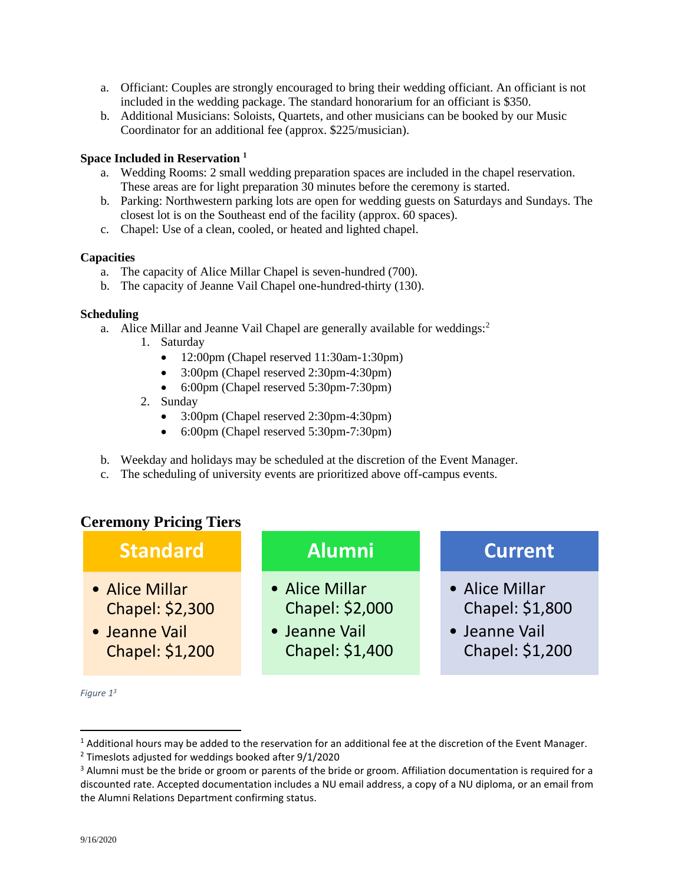a. Officiant: Couples are strongly encouraged to bring their wedding officiant. An officiant is not included in the wedding package. The standard honorarium for an officiant is $350.
b. Additional Musicians: Soloists, Quartets, and other musicians can be booked by our Music Coordinator for an additional fee (approx. $225/musician).

**Space Included in Reservation** [1]

a. Wedding Rooms: 2 small wedding preparation spaces are included in the chapel reservation. These areas are for light preparation 30 minutes before the ceremony is started.
b. Parking: Northwestern parking lots are open for wedding guests on Saturdays and Sundays. The closest lot is on the Southeast end of the facility (approx. 60 spaces).
c. Chapel: Use of a clean, cooled, or heated and lighted chapel.

**Capacities**

a. The capacity of Alice Millar Chapel is seven-hundred (700).
b. The capacity of Jeanne Vail Chapel one-hundred-thirty (130).

**Scheduling**

a. Alice Millar and Jeanne Vail Chapel are generally available for weddings:[2]
   1. Saturday
      - 12:00pm (Chapel reserved 11:30am-1:30pm)
      - 3:00pm (Chapel reserved 2:30pm-4:30pm)
      - 6:00pm (Chapel reserved 5:30pm-7:30pm)
   2. Sunday
      - 3:00pm (Chapel reserved 2:30pm-4:30pm)
      - 6:00pm (Chapel reserved 5:30pm-7:30pm)

b. Weekday and holidays may be scheduled at the discretion of the Event Manager.
c. The scheduling of university events are prioritized above off-campus events.

## Ceremony Pricing Tiers

| Standard | Alumni | Current |
|---|---|---|
| Alice Millar Chapel: $2,300 | Alice Millar Chapel: $2,000 | Alice Millar Chapel: $1,800 |
| Jeanne Vail Chapel: $1,200 | Jeanne Vail Chapel: $1,400 | Jeanne Vail Chapel: $1,200 |

*Figure 1*[3]

---

[1] Additional hours may be added to the reservation for an additional fee at the discretion of the Event Manager.

[2] Timeslots adjusted for weddings booked after 9/1/2020

[3] Alumni must be the bride or groom or parents of the bride or groom. Affiliation documentation is required for a discounted rate. Accepted documentation includes a NU email address, a copy of a NU diploma, or an email from the Alumni Relations Department confirming status.

9/16/2020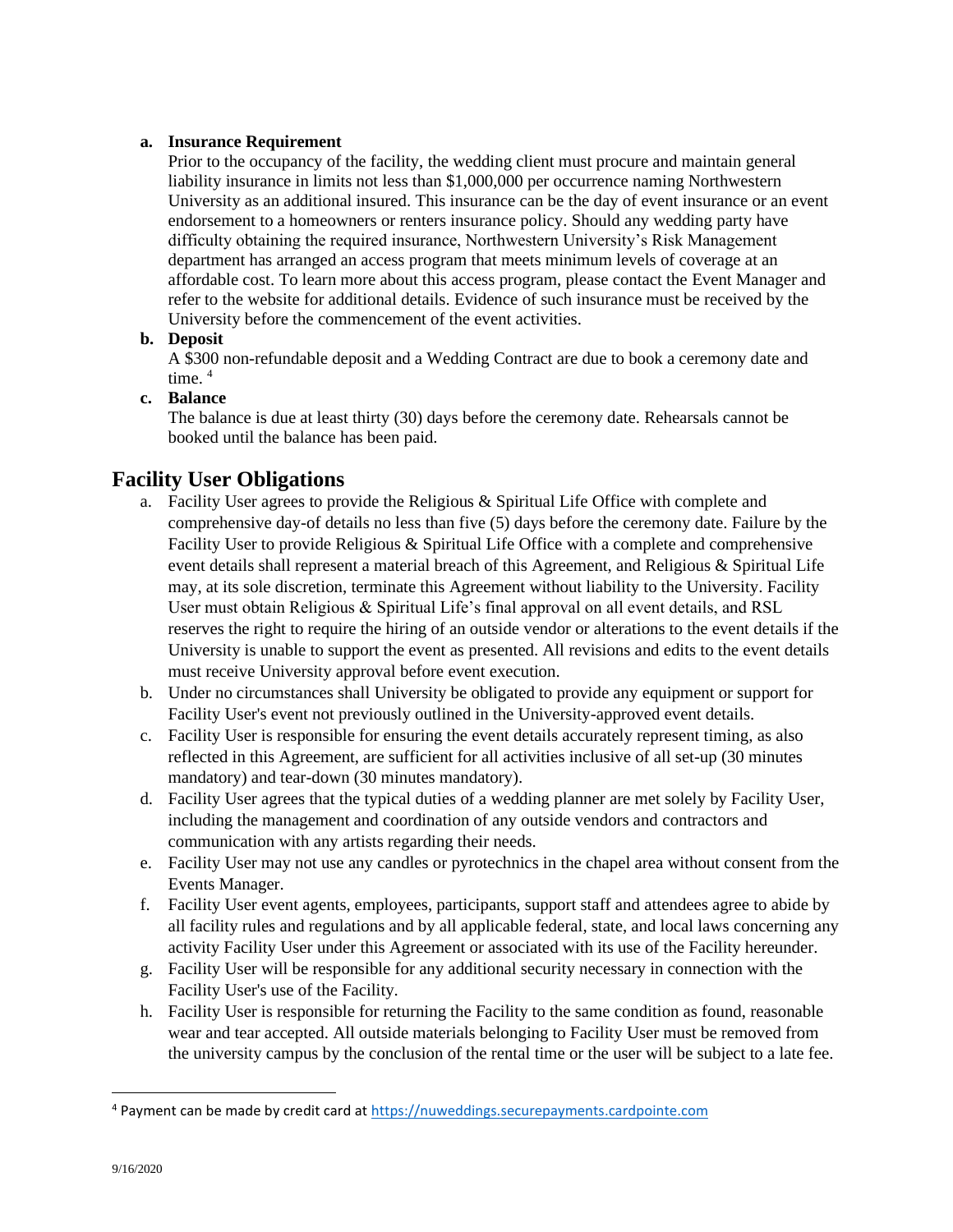a. **Insurance Requirement**
   Prior to the occupancy of the facility, the wedding client must procure and maintain general liability insurance in limits not less than $1,000,000 per occurrence naming Northwestern University as an additional insured. This insurance can be the day of event insurance or an event endorsement to a homeowners or renters insurance policy. Should any wedding party have difficulty obtaining the required insurance, Northwestern University's Risk Management department has arranged an access program that meets minimum levels of coverage at an affordable cost. To learn more about this access program, please contact the Event Manager and refer to the website for additional details. Evidence of such insurance must be received by the University before the commencement of the event activities.

b. **Deposit**
   A $300 non-refundable deposit and a Wedding Contract are due to book a ceremony date and time. [4]

c. **Balance**
   The balance is due at least thirty (30) days before the ceremony date. Rehearsals cannot be booked until the balance has been paid.

## Facility User Obligations

a. Facility User agrees to provide the Religious & Spiritual Life Office with complete and comprehensive day-of details no less than five (5) days before the ceremony date. Failure by the Facility User to provide Religious & Spiritual Life Office with a complete and comprehensive event details shall represent a material breach of this Agreement, and Religious & Spiritual Life may, at its sole discretion, terminate this Agreement without liability to the University. Facility User must obtain Religious & Spiritual Life's final approval on all event details, and RSL reserves the right to require the hiring of an outside vendor or alterations to the event details if the University is unable to support the event as presented. All revisions and edits to the event details must receive University approval before event execution.
b. Under no circumstances shall University be obligated to provide any equipment or support for Facility User's event not previously outlined in the University-approved event details.
c. Facility User is responsible for ensuring the event details accurately represent timing, as also reflected in this Agreement, are sufficient for all activities inclusive of all set-up (30 minutes mandatory) and tear-down (30 minutes mandatory).
d. Facility User agrees that the typical duties of a wedding planner are met solely by Facility User, including the management and coordination of any outside vendors and contractors and communication with any artists regarding their needs.
e. Facility User may not use any candles or pyrotechnics in the chapel area without consent from the Events Manager.
f. Facility User event agents, employees, participants, support staff and attendees agree to abide by all facility rules and regulations and by all applicable federal, state, and local laws concerning any activity Facility User under this Agreement or associated with its use of the Facility hereunder.
g. Facility User will be responsible for any additional security necessary in connection with the Facility User's use of the Facility.
h. Facility User is responsible for returning the Facility to the same condition as found, reasonable wear and tear accepted. All outside materials belonging to Facility User must be removed from the university campus by the conclusion of the rental time or the user will be subject to a late fee.

---

[4] Payment can be made by credit card at https://nuweddings.securepayments.cardpointe.com

9/16/2020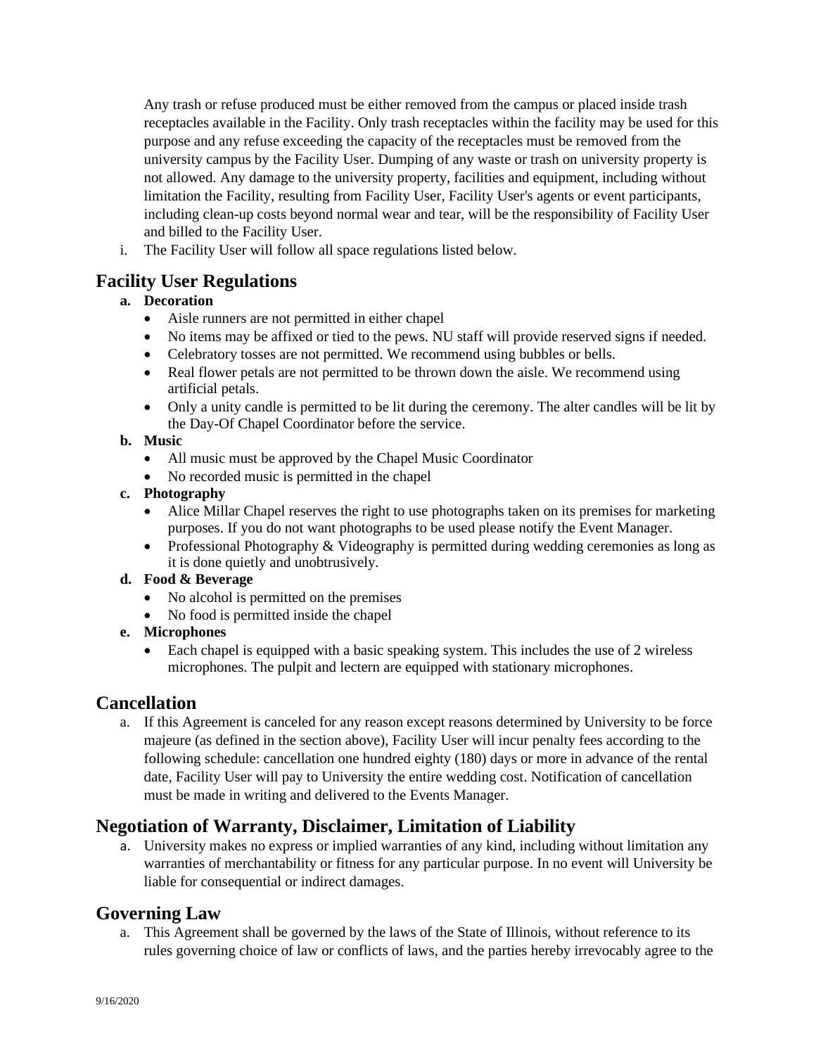Any trash or refuse produced must be either removed from the campus or placed inside trash receptacles available in the Facility. Only trash receptacles within the facility may be used for this purpose and any refuse exceeding the capacity of the receptacles must be removed from the university campus by the Facility User. Dumping of any waste or trash on university property is not allowed. Any damage to the university property, facilities and equipment, including without limitation the Facility, resulting from Facility User, Facility User's agents or event participants, including clean-up costs beyond normal wear and tear, will be the responsibility of Facility User and billed to the Facility User.

i. The Facility User will follow all space regulations listed below.

## Facility User Regulations

**a. Decoration**

- Aisle runners are not permitted in either chapel
- No items may be affixed or tied to the pews. NU staff will provide reserved signs if needed.
- Celebratory tosses are not permitted. We recommend using bubbles or bells.
- Real flower petals are not permitted to be thrown down the aisle. We recommend using artificial petals.
- Only a unity candle is permitted to be lit during the ceremony. The alter candles will be lit by the Day-Of Chapel Coordinator before the service.

**b. Music**

- All music must be approved by the Chapel Music Coordinator
- No recorded music is permitted in the chapel

**c. Photography**

- Alice Millar Chapel reserves the right to use photographs taken on its premises for marketing purposes. If you do not want photographs to be used please notify the Event Manager.
- Professional Photography & Videography is permitted during wedding ceremonies as long as it is done quietly and unobtrusively.

**d. Food & Beverage**

- No alcohol is permitted on the premises
- No food is permitted inside the chapel

**e. Microphones**

- Each chapel is equipped with a basic speaking system. This includes the use of 2 wireless microphones. The pulpit and lectern are equipped with stationary microphones.

## Cancellation

a. If this Agreement is canceled for any reason except reasons determined by University to be force majeure (as defined in the section above), Facility User will incur penalty fees according to the following schedule: cancellation one hundred eighty (180) days or more in advance of the rental date, Facility User will pay to University the entire wedding cost. Notification of cancellation must be made in writing and delivered to the Events Manager.

## Negotiation of Warranty, Disclaimer, Limitation of Liability

a. University makes no express or implied warranties of any kind, including without limitation any warranties of merchantability or fitness for any particular purpose. In no event will University be liable for consequential or indirect damages.

## Governing Law

a. This Agreement shall be governed by the laws of the State of Illinois, without reference to its rules governing choice of law or conflicts of laws, and the parties hereby irrevocably agree to the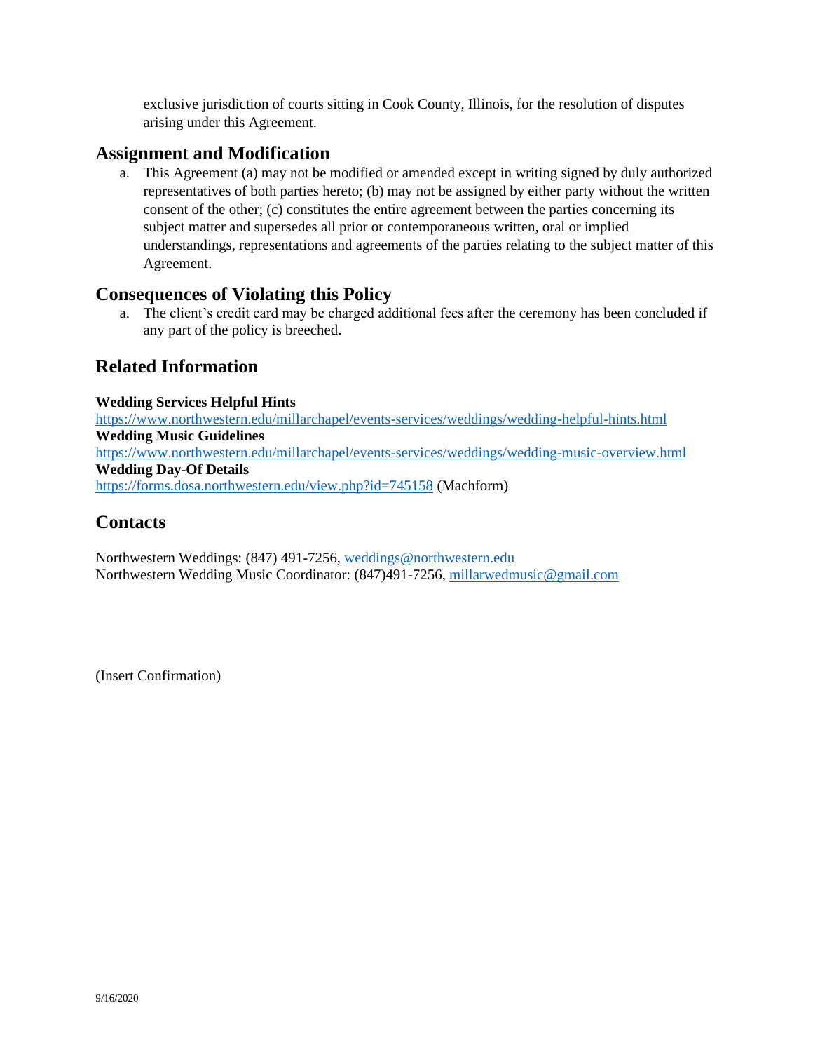exclusive jurisdiction of courts sitting in Cook County, Illinois, for the resolution of disputes arising under this Agreement.

## Assignment and Modification

a. This Agreement (a) may not be modified or amended except in writing signed by duly authorized representatives of both parties hereto; (b) may not be assigned by either party without the written consent of the other; (c) constitutes the entire agreement between the parties concerning its subject matter and supersedes all prior or contemporaneous written, oral or implied understandings, representations and agreements of the parties relating to the subject matter of this Agreement.

## Consequences of Violating this Policy

a. The client's credit card may be charged additional fees after the ceremony has been concluded if any part of the policy is breeched.

## Related Information

**Wedding Services Helpful Hints**
https://www.northwestern.edu/millarchapel/events-services/weddings/wedding-helpful-hints.html
**Wedding Music Guidelines**
https://www.northwestern.edu/millarchapel/events-services/weddings/wedding-music-overview.html
**Wedding Day-Of Details**
https://forms.dosa.northwestern.edu/view.php?id=745158 (Machform)

## Contacts

Northwestern Weddings: (847) 491-7256, weddings@northwestern.edu
Northwestern Wedding Music Coordinator: (847)491-7256, millarwedmusic@gmail.com

(Insert Confirmation)

9/16/2020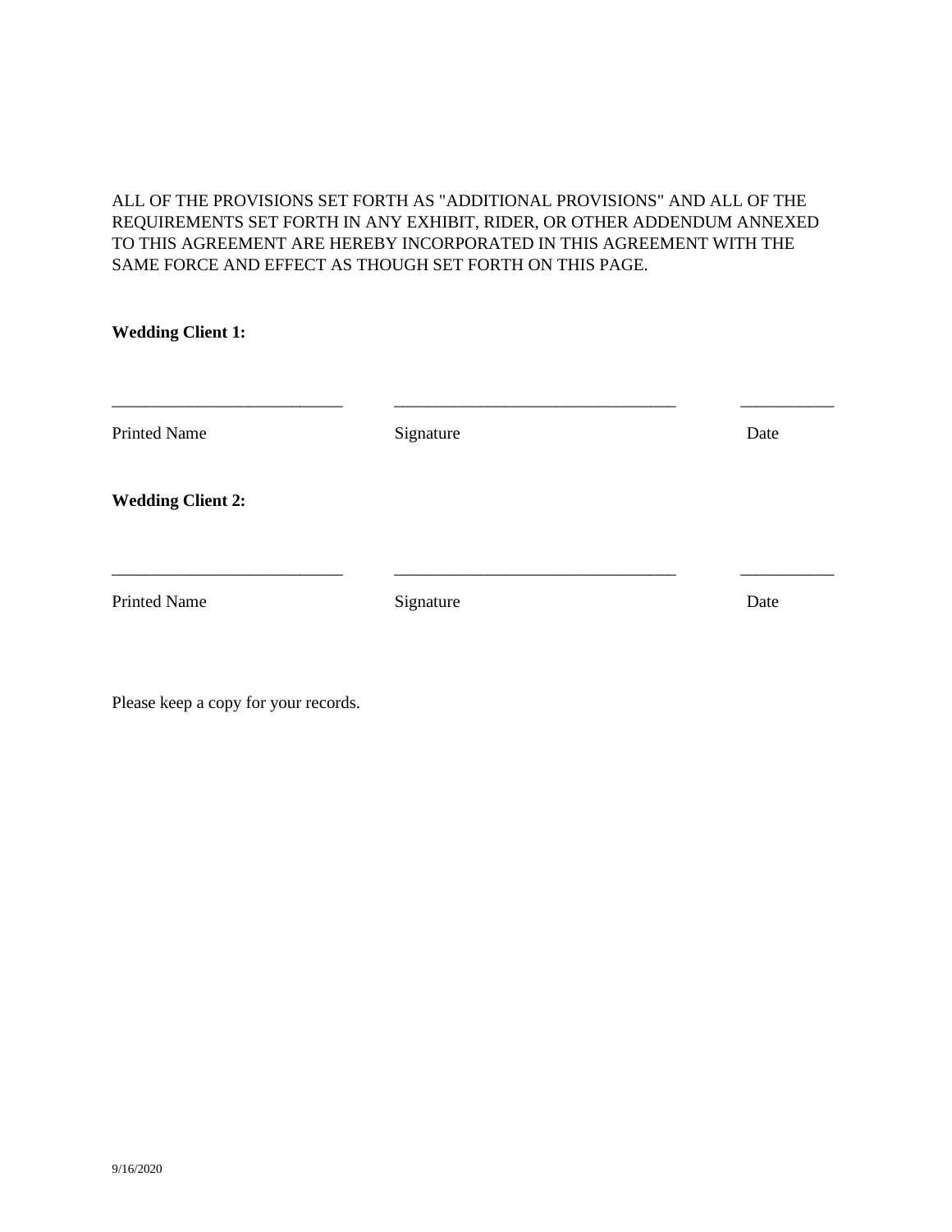ALL OF THE PROVISIONS SET FORTH AS "ADDITIONAL PROVISIONS" AND ALL OF THE REQUIREMENTS SET FORTH IN ANY EXHIBIT, RIDER, OR OTHER ADDENDUM ANNEXED TO THIS AGREEMENT ARE HEREBY INCORPORATED IN THIS AGREEMENT WITH THE SAME FORCE AND EFFECT AS THOUGH SET FORTH ON THIS PAGE.

**Wedding Client 1:**

| | | |
|---|---|---|
| ___________________________ | _________________________________ | ___________ |
| Printed Name | Signature | Date |

**Wedding Client 2:**

| | | |
|---|---|---|
| ___________________________ | _________________________________ | ___________ |
| Printed Name | Signature | Date |

Please keep a copy for your records.

9/16/2020